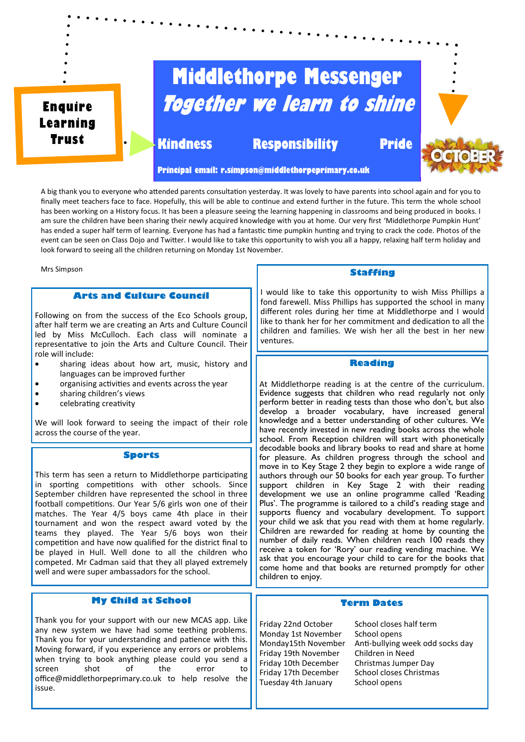**Enquire Learning Trust**

# Middlethorpe Messenger

## *Together we learn to shine*

**Kindness    Responsibility    Pride**

**Principal email: r.simpson@middlethorpeprimary.co.uk**

OCTOBER

A big thank you to everyone who attended parents consultation yesterday. It was lovely to have parents into school again and for you to finally meet teachers face to face. Hopefully, this will be able to continue and extend further in the future. This term the whole school has been working on a History focus. It has been a pleasure seeing the learning happening in classrooms and being produced in books. I am sure the children have been sharing their newly acquired knowledge with you at home. Our very first 'Middlethorpe Pumpkin Hunt' has ended a super half term of learning. Everyone has had a fantastic time pumpkin hunting and trying to crack the code. Photos of the event can be seen on Class Dojo and Twitter. I would like to take this opportunity to wish you all a happy, relaxing half term holiday and look forward to seeing all the children returning on Monday 1st November.

Mrs Simpson

### Arts and Culture Council

Following on from the success of the Eco Schools group, after half term we are creating an Arts and Culture Council led by Miss McCulloch. Each class will nominate a representative to join the Arts and Culture Council. Their role will include:

- sharing ideas about how art, music, history and languages can be improved further
- organising activities and events across the year
- sharing children's views
- celebrating creativity

We will look forward to seeing the impact of their role across the course of the year.

### Sports

This term has seen a return to Middlethorpe participating in sporting competitions with other schools. Since September children have represented the school in three football competitions. Our Year 5/6 girls won one of their matches. The Year 4/5 boys came 4th place in their tournament and won the respect award voted by the teams they played. The Year 5/6 boys won their competition and have now qualified for the district final to be played in Hull. Well done to all the children who competed. Mr Cadman said that they all played extremely well and were super ambassadors for the school.

### My Child at School

Thank you for your support with our new MCAS app. Like any new system we have had some teething problems. Thank you for your understanding and patience with this. Moving forward, if you experience any errors or problems when trying to book anything please could you send a screen shot of the error to office@middlethorpeprimary.co.uk to help resolve the issue.

### Staffing

I would like to take this opportunity to wish Miss Phillips a fond farewell. Miss Phillips has supported the school in many different roles during her time at Middlethorpe and I would like to thank her for her commitment and dedication to all the children and families. We wish her all the best in her new ventures.

### Reading

At Middlethorpe reading is at the centre of the curriculum. Evidence suggests that children who read regularly not only perform better in reading tests than those who don't, but also develop a broader vocabulary, have increased general knowledge and a better understanding of other cultures. We have recently invested in new reading books across the whole school. From Reception children will start with phonetically decodable books and library books to read and share at home for pleasure. As children progress through the school and move in to Key Stage 2 they begin to explore a wide range of authors through our 50 books for each year group. To further support children in Key Stage 2 with their reading development we use an online programme called 'Reading Plus'. The programme is tailored to a child's reading stage and supports fluency and vocabulary development. To support your child we ask that you read with them at home regularly. Children are rewarded for reading at home by counting the number of daily reads. When children reach 100 reads they receive a token for 'Rory' our reading vending machine. We ask that you encourage your child to care for the books that come home and that books are returned promptly for other children to enjoy.

### Term Dates

| | |
|---|---|
| Friday 22nd October | School closes half term |
| Monday 1st November | School opens |
| Monday15th November | Anti-bullying week odd socks day |
| Friday 19th November | Children in Need |
| Friday 10th December | Christmas Jumper Day |
| Friday 17th December | School closes Christmas |
| Tuesday 4th January | School opens |